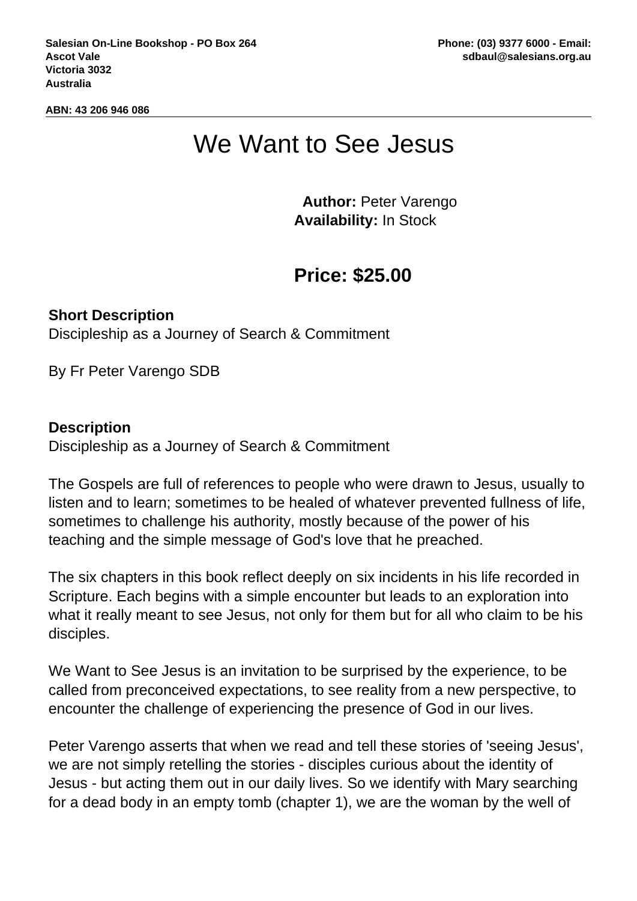Salesian On-Line Bookshop - PO Box 264
Ascot Vale
Victoria 3032
Australia

Phone: (03) 9377 6000 - Email: sdbaul@salesians.org.au

ABN: 43 206 946 086

# We Want to See Jesus

**Author:** Peter Varengo
**Availability:** In Stock

## Price: $25.00

**Short Description**
Discipleship as a Journey of Search & Commitment

By Fr Peter Varengo SDB

**Description**
Discipleship as a Journey of Search & Commitment

The Gospels are full of references to people who were drawn to Jesus, usually to listen and to learn; sometimes to be healed of whatever prevented fullness of life, sometimes to challenge his authority, mostly because of the power of his teaching and the simple message of God's love that he preached.

The six chapters in this book reflect deeply on six incidents in his life recorded in Scripture. Each begins with a simple encounter but leads to an exploration into what it really meant to see Jesus, not only for them but for all who claim to be his disciples.

We Want to See Jesus is an invitation to be surprised by the experience, to be called from preconceived expectations, to see reality from a new perspective, to encounter the challenge of experiencing the presence of God in our lives.

Peter Varengo asserts that when we read and tell these stories of 'seeing Jesus', we are not simply retelling the stories - disciples curious about the identity of Jesus - but acting them out in our daily lives. So we identify with Mary searching for a dead body in an empty tomb (chapter 1), we are the woman by the well of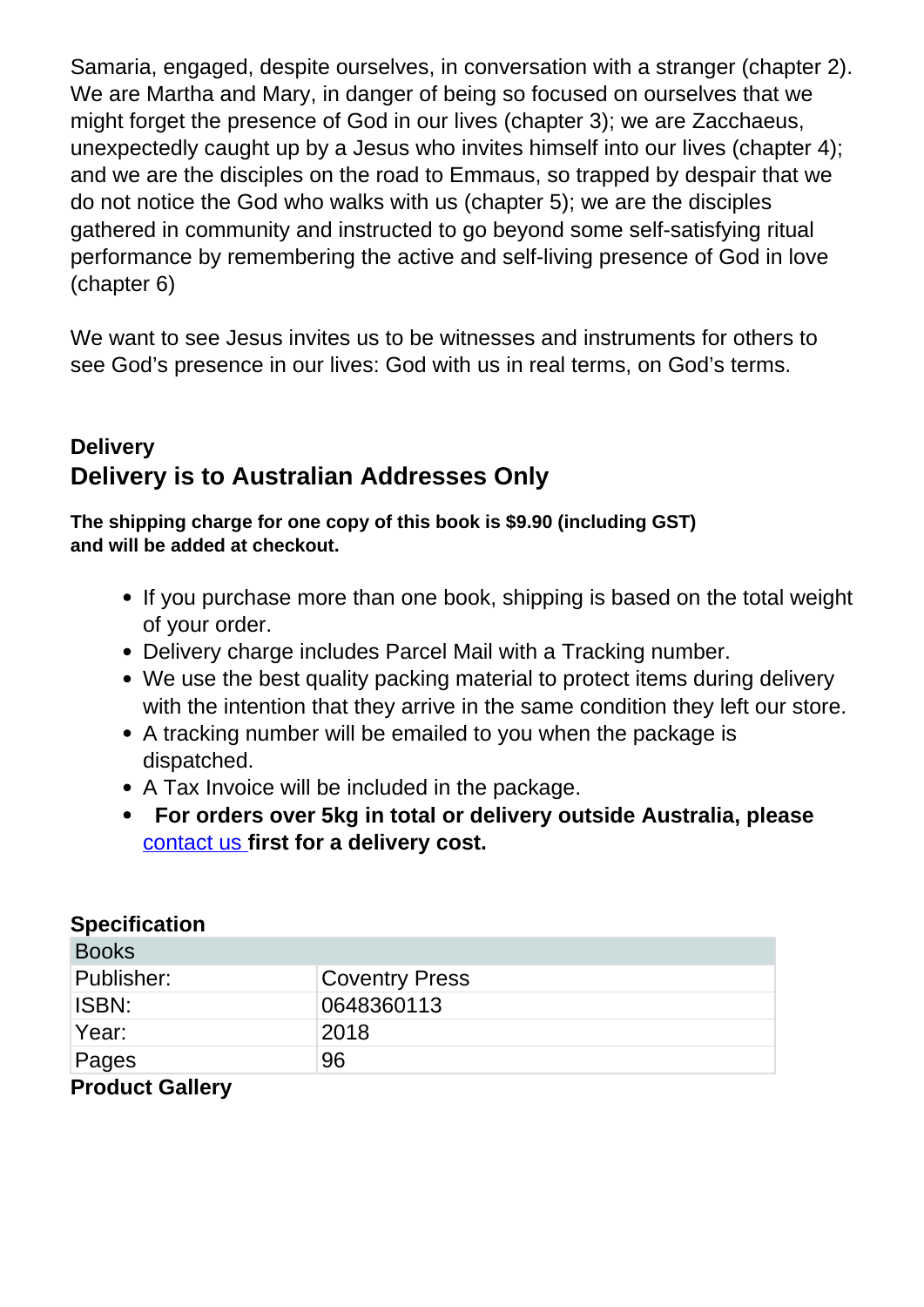Samaria, engaged, despite ourselves, in conversation with a stranger (chapter 2). We are Martha and Mary, in danger of being so focused on ourselves that we might forget the presence of God in our lives (chapter 3); we are Zacchaeus, unexpectedly caught up by a Jesus who invites himself into our lives (chapter 4); and we are the disciples on the road to Emmaus, so trapped by despair that we do not notice the God who walks with us (chapter 5); we are the disciples gathered in community and instructed to go beyond some self-satisfying ritual performance by remembering the active and self-living presence of God in love (chapter 6)

We want to see Jesus invites us to be witnesses and instruments for others to see God's presence in our lives: God with us in real terms, on God's terms.

**Delivery**

## Delivery is to Australian Addresses Only

**The shipping charge for one copy of this book is $9.90 (including GST) and will be added at checkout.**

- If you purchase more than one book, shipping is based on the total weight of your order.
- Delivery charge includes Parcel Mail with a Tracking number.
- We use the best quality packing material to protect items during delivery with the intention that they arrive in the same condition they left our store.
- A tracking number will be emailed to you when the package is dispatched.
- A Tax Invoice will be included in the package.
- **For orders over 5kg in total or delivery outside Australia, please** contact us **first for a delivery cost.**

**Specification**

| Books | |
|---|---|
| Publisher: | Coventry Press |
| ISBN: | 0648360113 |
| Year: | 2018 |
| Pages | 96 |

**Product Gallery**